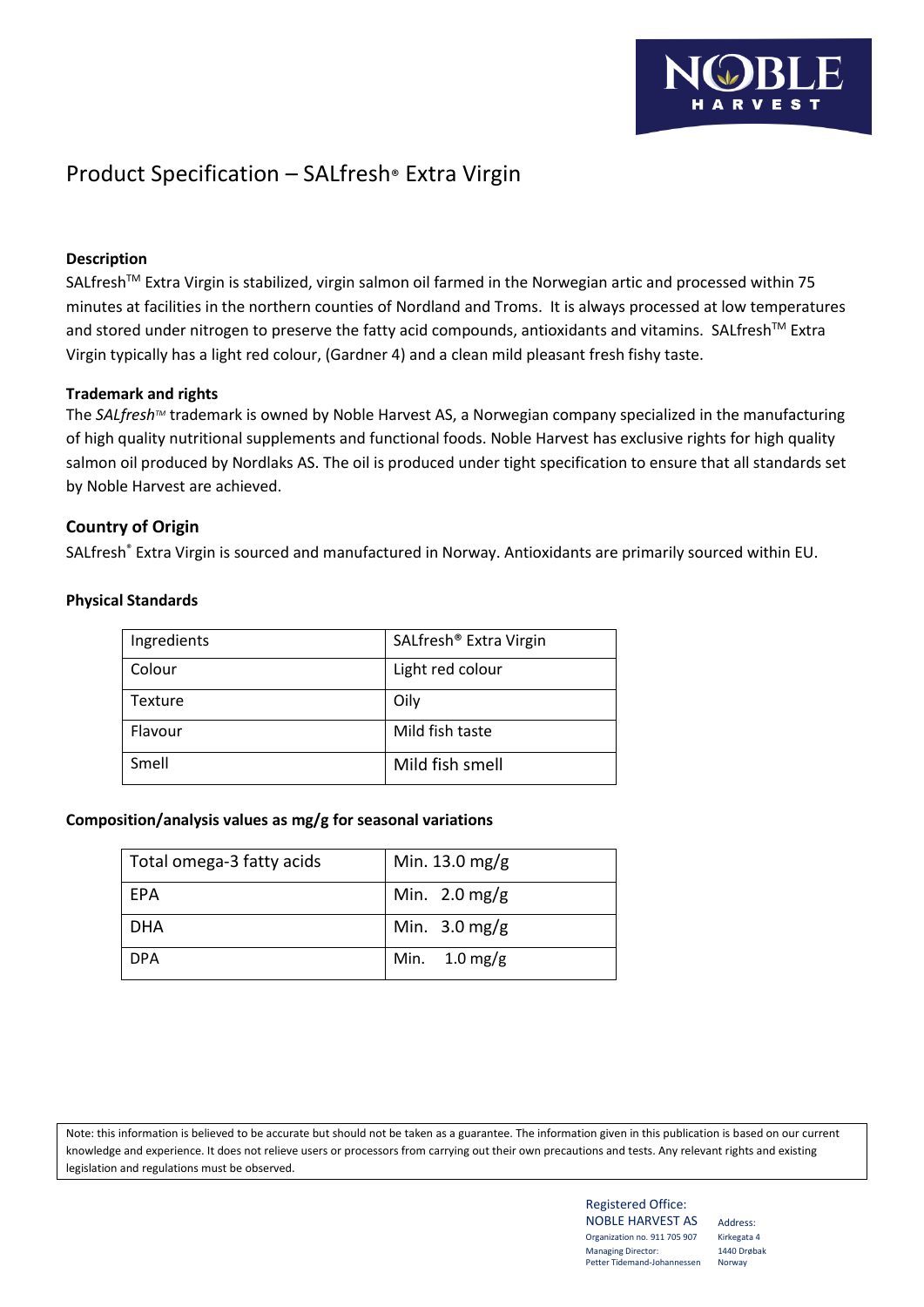# Product Specification – SALfresh® Extra Virgin

**Description**

SALfresh™ Extra Virgin is stabilized, virgin salmon oil farmed in the Norwegian artic and processed within 75 minutes at facilities in the northern counties of Nordland and Troms. It is always processed at low temperatures and stored under nitrogen to preserve the fatty acid compounds, antioxidants and vitamins. SALfresh™ Extra Virgin typically has a light red colour, (Gardner 4) and a clean mild pleasant fresh fishy taste.

**Trademark and rights**

The *SALfresh™* trademark is owned by Noble Harvest AS, a Norwegian company specialized in the manufacturing of high quality nutritional supplements and functional foods. Noble Harvest has exclusive rights for high quality salmon oil produced by Nordlaks AS. The oil is produced under tight specification to ensure that all standards set by Noble Harvest are achieved.

## Country of Origin

SALfresh® Extra Virgin is sourced and manufactured in Norway. Antioxidants are primarily sourced within EU.

**Physical Standards**

| Ingredients | SALfresh® Extra Virgin |
|---|---|
| Colour | Light red colour |
| Texture | Oily |
| Flavour | Mild fish taste |
| Smell | Mild fish smell |

**Composition/analysis values as mg/g for seasonal variations**

| Total omega-3 fatty acids | Min. 13.0 mg/g |
|---|---|
| EPA | Min. 2.0 mg/g |
| DHA | Min. 3.0 mg/g |
| DPA | Min. 1.0 mg/g |

Note: this information is believed to be accurate but should not be taken as a guarantee. The information given in this publication is based on our current knowledge and experience. It does not relieve users or processors from carrying out their own precautions and tests. Any relevant rights and existing legislation and regulations must be observed.

Registered Office:
NOBLE HARVEST AS
Organization no. 911 705 907
Managing Director:
Petter Tidemand-Johannessen

Address:
Kirkegata 4
1440 Drøbak
Norway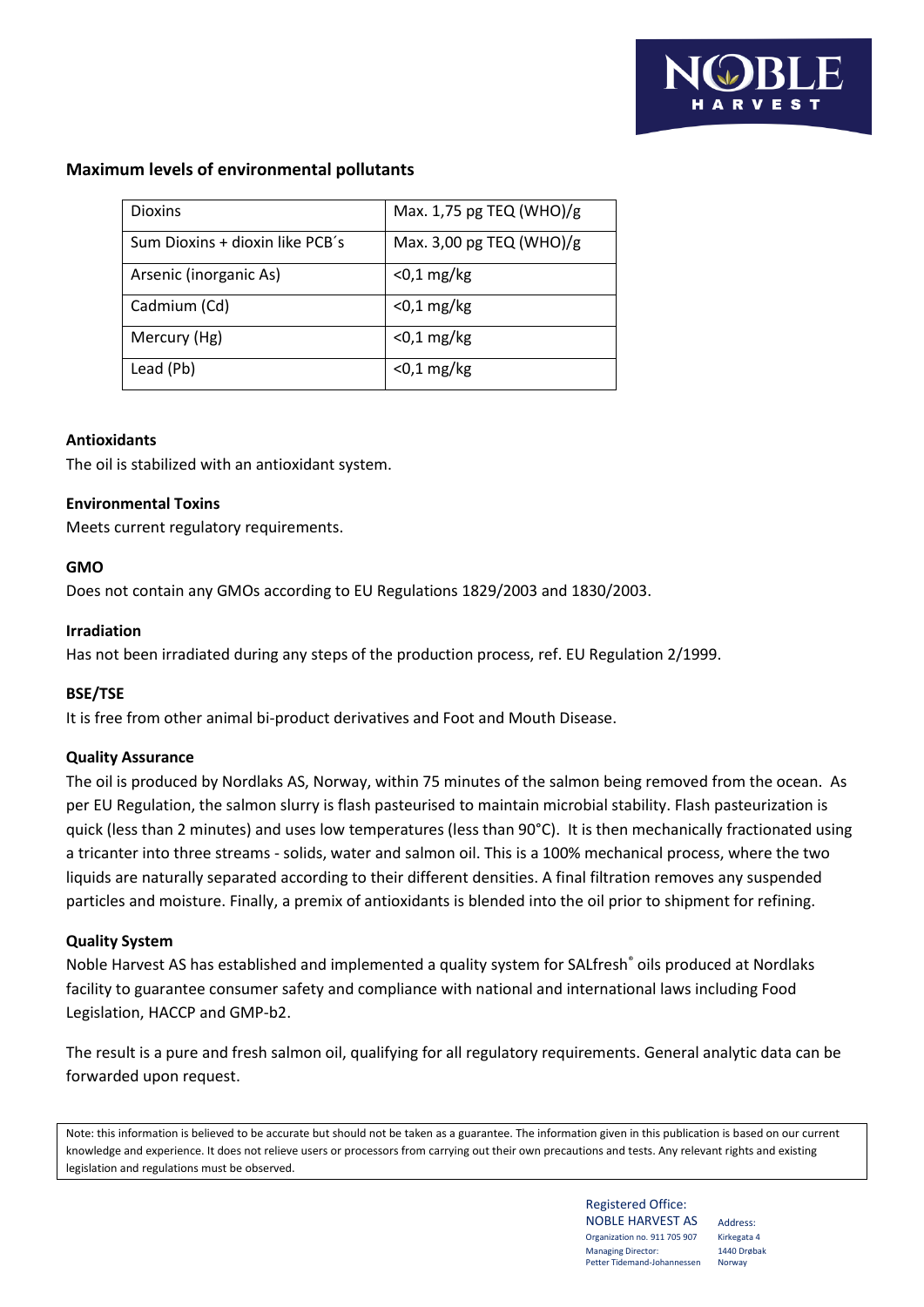## Maximum levels of environmental pollutants

| | |
|---|---|
| Dioxins | Max. 1,75 pg TEQ (WHO)/g |
| Sum Dioxins + dioxin like PCB´s | Max. 3,00 pg TEQ (WHO)/g |
| Arsenic (inorganic As) | <0,1 mg/kg |
| Cadmium (Cd) | <0,1 mg/kg |
| Mercury (Hg) | <0,1 mg/kg |
| Lead (Pb) | <0,1 mg/kg |

**Antioxidants**

The oil is stabilized with an antioxidant system.

**Environmental Toxins**

Meets current regulatory requirements.

**GMO**

Does not contain any GMOs according to EU Regulations 1829/2003 and 1830/2003.

**Irradiation**

Has not been irradiated during any steps of the production process, ref. EU Regulation 2/1999.

**BSE/TSE**

It is free from other animal bi-product derivatives and Foot and Mouth Disease.

**Quality Assurance**

The oil is produced by Nordlaks AS, Norway, within 75 minutes of the salmon being removed from the ocean. As per EU Regulation, the salmon slurry is flash pasteurised to maintain microbial stability. Flash pasteurization is quick (less than 2 minutes) and uses low temperatures (less than 90°C). It is then mechanically fractionated using a tricanter into three streams - solids, water and salmon oil. This is a 100% mechanical process, where the two liquids are naturally separated according to their different densities. A final filtration removes any suspended particles and moisture. Finally, a premix of antioxidants is blended into the oil prior to shipment for refining.

**Quality System**

Noble Harvest AS has established and implemented a quality system for SALfresh® oils produced at Nordlaks facility to guarantee consumer safety and compliance with national and international laws including Food Legislation, HACCP and GMP-b2.

The result is a pure and fresh salmon oil, qualifying for all regulatory requirements. General analytic data can be forwarded upon request.

Note: this information is believed to be accurate but should not be taken as a guarantee. The information given in this publication is based on our current knowledge and experience. It does not relieve users or processors from carrying out their own precautions and tests. Any relevant rights and existing legislation and regulations must be observed.

Registered Office:
NOBLE HARVEST AS
Organization no. 911 705 907
Managing Director:
Petter Tidemand-Johannessen

Address:
Kirkegata 4
1440 Drøbak
Norway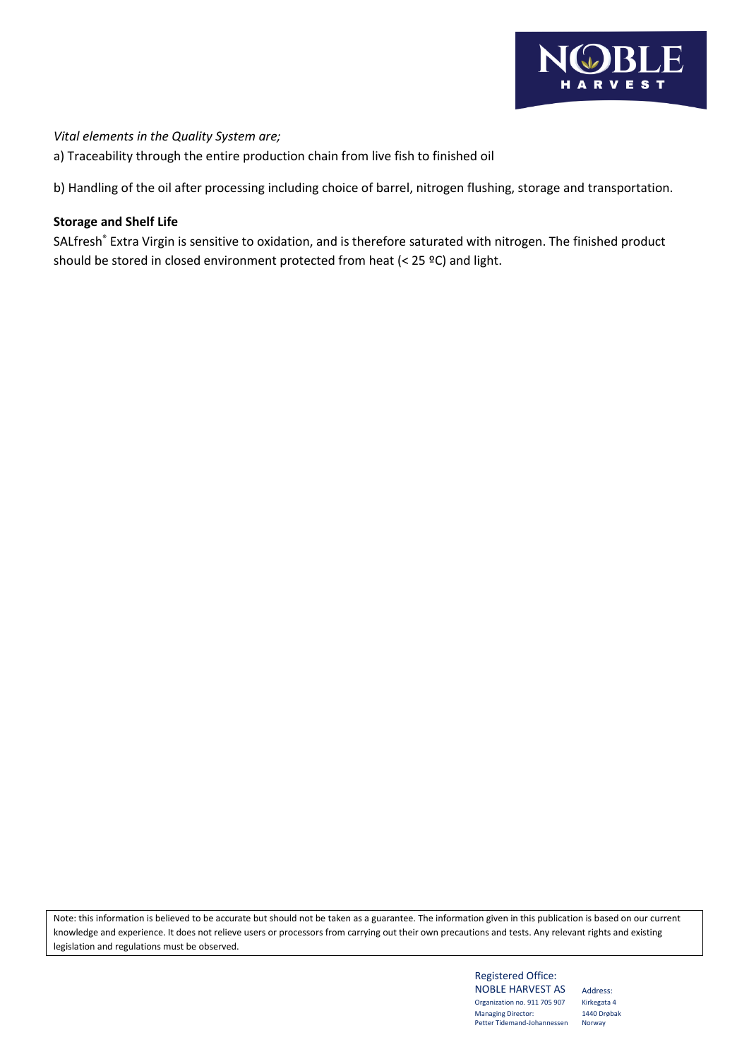*Vital elements in the Quality System are;*

a) Traceability through the entire production chain from live fish to finished oil

b) Handling of the oil after processing including choice of barrel, nitrogen flushing, storage and transportation.

**Storage and Shelf Life**

SALfresh® Extra Virgin is sensitive to oxidation, and is therefore saturated with nitrogen. The finished product should be stored in closed environment protected from heat (< 25 ºC) and light.

Note: this information is believed to be accurate but should not be taken as a guarantee. The information given in this publication is based on our current knowledge and experience. It does not relieve users or processors from carrying out their own precautions and tests. Any relevant rights and existing legislation and regulations must be observed.

Registered Office:
NOBLE HARVEST AS
Organization no. 911 705 907
Managing Director:
Petter Tidemand-Johannessen

Address:
Kirkegata 4
1440 Drøbak
Norway